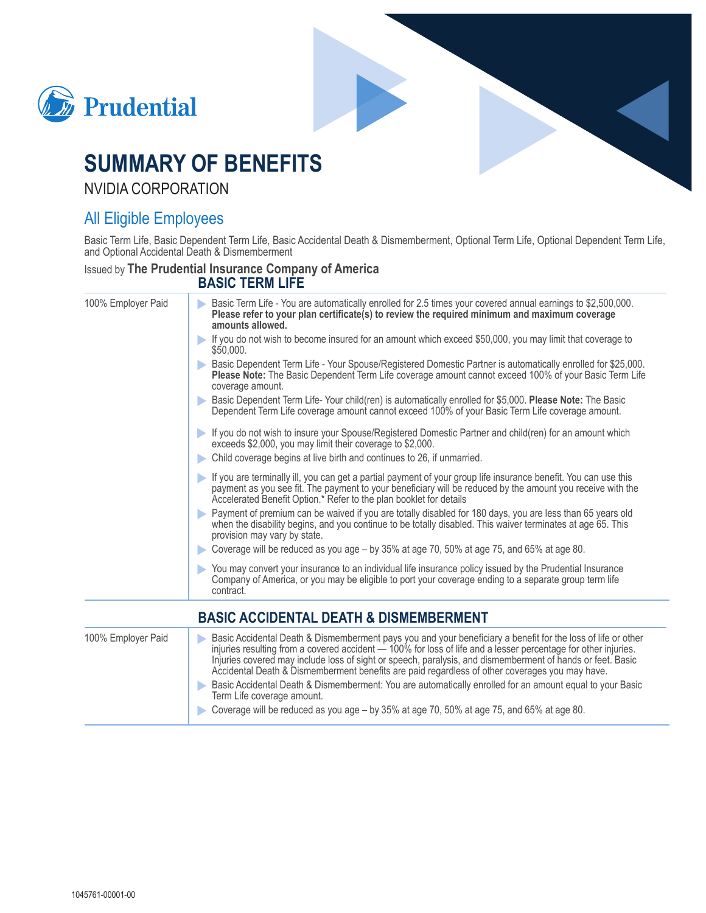Prudential

# SUMMARY OF BENEFITS

NVIDIA CORPORATION

## All Eligible Employees

Basic Term Life, Basic Dependent Term Life, Basic Accidental Death & Dismemberment, Optional Term Life, Optional Dependent Term Life, and Optional Accidental Death & Dismemberment

Issued by **The Prudential Insurance Company of America**

## BASIC TERM LIFE

**100% Employer Paid**

- Basic Term Life - You are automatically enrolled for 2.5 times your covered annual earnings to $2,500,000. **Please refer to your plan certificate(s) to review the required minimum and maximum coverage amounts allowed.**
- If you do not wish to become insured for an amount which exceed $50,000, you may limit that coverage to $50,000.
- Basic Dependent Term Life - Your Spouse/Registered Domestic Partner is automatically enrolled for $25,000. **Please Note:** The Basic Dependent Term Life coverage amount cannot exceed 100% of your Basic Term Life coverage amount.
- Basic Dependent Term Life- Your child(ren) is automatically enrolled for $5,000. **Please Note:** The Basic Dependent Term Life coverage amount cannot exceed 100% of your Basic Term Life coverage amount.
- If you do not wish to insure your Spouse/Registered Domestic Partner and child(ren) for an amount which exceeds $2,000, you may limit their coverage to $2,000.
- Child coverage begins at live birth and continues to 26, if unmarried.
- If you are terminally ill, you can get a partial payment of your group life insurance benefit. You can use this payment as you see fit. The payment to your beneficiary will be reduced by the amount you receive with the Accelerated Benefit Option.* Refer to the plan booklet for details
- Payment of premium can be waived if you are totally disabled for 180 days, you are less than 65 years old when the disability begins, and you continue to be totally disabled. This waiver terminates at age 65. This provision may vary by state.
- Coverage will be reduced as you age – by 35% at age 70, 50% at age 75, and 65% at age 80.
- You may convert your insurance to an individual life insurance policy issued by the Prudential Insurance Company of America, or you may be eligible to port your coverage ending to a separate group term life contract.

## BASIC ACCIDENTAL DEATH & DISMEMBERMENT

**100% Employer Paid**

- Basic Accidental Death & Dismemberment pays you and your beneficiary a benefit for the loss of life or other injuries resulting from a covered accident — 100% for loss of life and a lesser percentage for other injuries. Injuries covered may include loss of sight or speech, paralysis, and dismemberment of hands or feet. Basic Accidental Death & Dismemberment benefits are paid regardless of other coverages you may have.
- Basic Accidental Death & Dismemberment: You are automatically enrolled for an amount equal to your Basic Term Life coverage amount.
- Coverage will be reduced as you age – by 35% at age 70, 50% at age 75, and 65% at age 80.

1045761-00001-00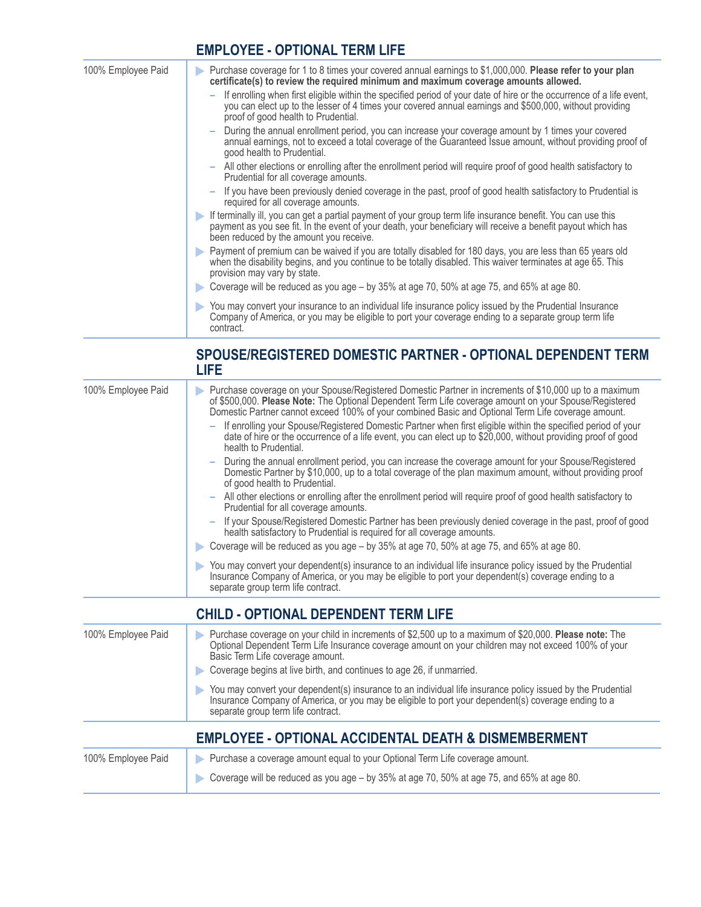## EMPLOYEE - OPTIONAL TERM LIFE

100% Employee Paid

- Purchase coverage for 1 to 8 times your covered annual earnings to $1,000,000. **Please refer to your plan certificate(s) to review the required minimum and maximum coverage amounts allowed.**
  - If enrolling when first eligible within the specified period of your date of hire or the occurrence of a life event, you can elect up to the lesser of 4 times your covered annual earnings and $500,000, without providing proof of good health to Prudential.
  - During the annual enrollment period, you can increase your coverage amount by 1 times your covered annual earnings, not to exceed a total coverage of the Guaranteed Issue amount, without providing proof of good health to Prudential.
  - All other elections or enrolling after the enrollment period will require proof of good health satisfactory to Prudential for all coverage amounts.
  - If you have been previously denied coverage in the past, proof of good health satisfactory to Prudential is required for all coverage amounts.
- If terminally ill, you can get a partial payment of your group term life insurance benefit. You can use this payment as you see fit. In the event of your death, your beneficiary will receive a benefit payout which has been reduced by the amount you receive.
- Payment of premium can be waived if you are totally disabled for 180 days, you are less than 65 years old when the disability begins, and you continue to be totally disabled. This waiver terminates at age 65. This provision may vary by state.
- Coverage will be reduced as you age – by 35% at age 70, 50% at age 75, and 65% at age 80.
- You may convert your insurance to an individual life insurance policy issued by the Prudential Insurance Company of America, or you may be eligible to port your coverage ending to a separate group term life contract.

## SPOUSE/REGISTERED DOMESTIC PARTNER - OPTIONAL DEPENDENT TERM LIFE

100% Employee Paid

- Purchase coverage on your Spouse/Registered Domestic Partner in increments of $10,000 up to a maximum of $500,000. **Please Note:** The Optional Dependent Term Life coverage amount on your Spouse/Registered Domestic Partner cannot exceed 100% of your combined Basic and Optional Term Life coverage amount.
  - If enrolling your Spouse/Registered Domestic Partner when first eligible within the specified period of your date of hire or the occurrence of a life event, you can elect up to $20,000, without providing proof of good health to Prudential.
  - During the annual enrollment period, you can increase the coverage amount for your Spouse/Registered Domestic Partner by $10,000, up to a total coverage of the plan maximum amount, without providing proof of good health to Prudential.
  - All other elections or enrolling after the enrollment period will require proof of good health satisfactory to Prudential for all coverage amounts.
  - If your Spouse/Registered Domestic Partner has been previously denied coverage in the past, proof of good health satisfactory to Prudential is required for all coverage amounts.
- Coverage will be reduced as you age – by 35% at age 70, 50% at age 75, and 65% at age 80.
- You may convert your dependent(s) insurance to an individual life insurance policy issued by the Prudential Insurance Company of America, or you may be eligible to port your dependent(s) coverage ending to a separate group term life contract.

## CHILD - OPTIONAL DEPENDENT TERM LIFE

100% Employee Paid

- Purchase coverage on your child in increments of $2,500 up to a maximum of $20,000. **Please note:** The Optional Dependent Term Life Insurance coverage amount on your children may not exceed 100% of your Basic Term Life coverage amount.
- Coverage begins at live birth, and continues to age 26, if unmarried.
- You may convert your dependent(s) insurance to an individual life insurance policy issued by the Prudential Insurance Company of America, or you may be eligible to port your dependent(s) coverage ending to a separate group term life contract.

## EMPLOYEE - OPTIONAL ACCIDENTAL DEATH & DISMEMBERMENT

100% Employee Paid

- Purchase a coverage amount equal to your Optional Term Life coverage amount.
- Coverage will be reduced as you age – by 35% at age 70, 50% at age 75, and 65% at age 80.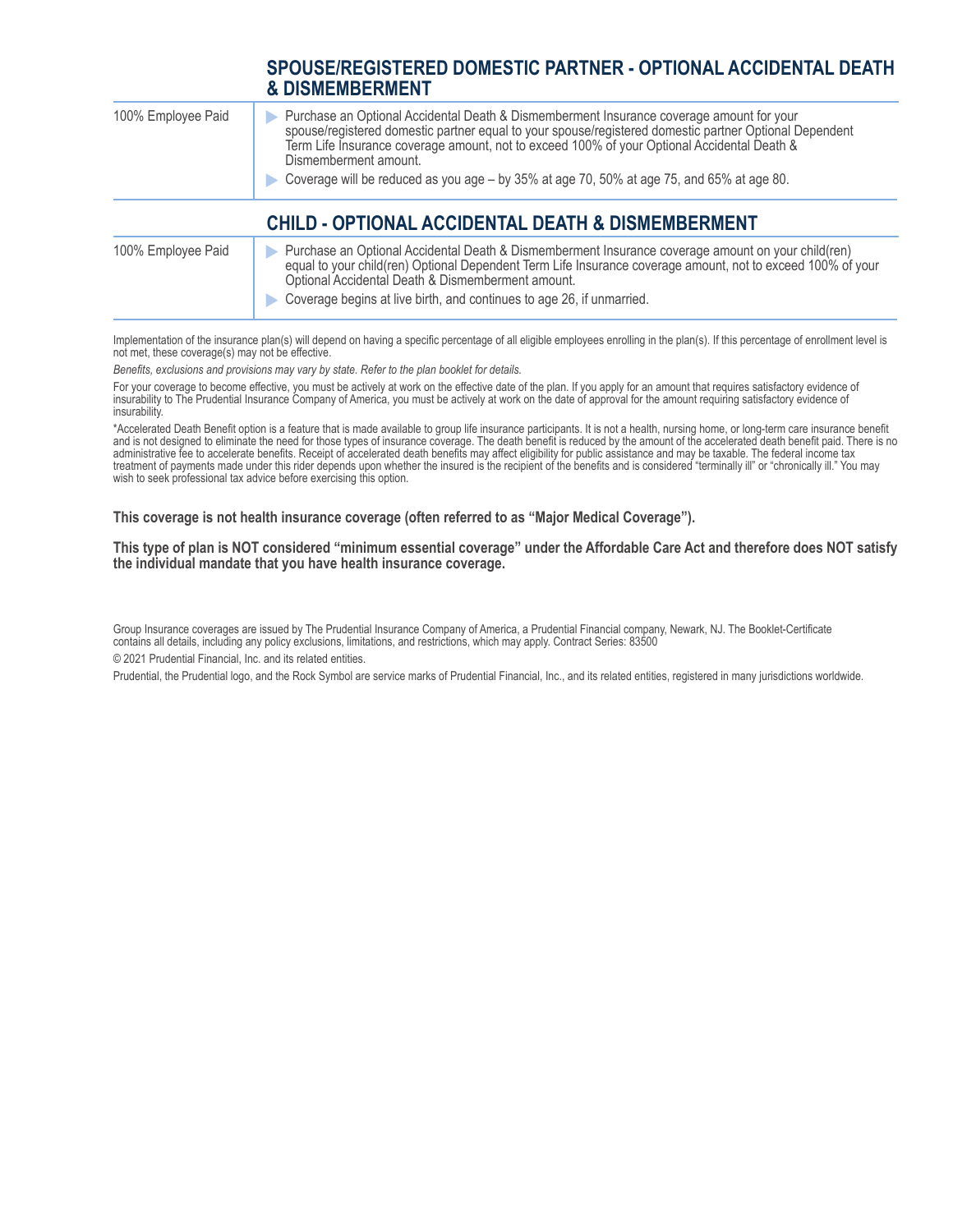## SPOUSE/REGISTERED DOMESTIC PARTNER - OPTIONAL ACCIDENTAL DEATH & DISMEMBERMENT

| | |
|---|---|
| 100% Employee Paid | - Purchase an Optional Accidental Death & Dismemberment Insurance coverage amount for your spouse/registered domestic partner equal to your spouse/registered domestic partner Optional Dependent Term Life Insurance coverage amount, not to exceed 100% of your Optional Accidental Death & Dismemberment amount.<br>- Coverage will be reduced as you age – by 35% at age 70, 50% at age 75, and 65% at age 80. |

## CHILD - OPTIONAL ACCIDENTAL DEATH & DISMEMBERMENT

| | |
|---|---|
| 100% Employee Paid | - Purchase an Optional Accidental Death & Dismemberment Insurance coverage amount on your child(ren) equal to your child(ren) Optional Dependent Term Life Insurance coverage amount, not to exceed 100% of your Optional Accidental Death & Dismemberment amount.<br>- Coverage begins at live birth, and continues to age 26, if unmarried. |

Implementation of the insurance plan(s) will depend on having a specific percentage of all eligible employees enrolling in the plan(s). If this percentage of enrollment level is not met, these coverage(s) may not be effective.

*Benefits, exclusions and provisions may vary by state. Refer to the plan booklet for details.*

For your coverage to become effective, you must be actively at work on the effective date of the plan. If you apply for an amount that requires satisfactory evidence of insurability to The Prudential Insurance Company of America, you must be actively at work on the date of approval for the amount requiring satisfactory evidence of insurability.

*Accelerated Death Benefit option is a feature that is made available to group life insurance participants. It is not a health, nursing home, or long-term care insurance benefit and is not designed to eliminate the need for those types of insurance coverage. The death benefit is reduced by the amount of the accelerated death benefit paid. There is no administrative fee to accelerate benefits. Receipt of accelerated death benefits may affect eligibility for public assistance and may be taxable. The federal income tax treatment of payments made under this rider depends upon whether the insured is the recipient of the benefits and is considered "terminally ill" or "chronically ill." You may wish to seek professional tax advice before exercising this option.

**This coverage is not health insurance coverage (often referred to as "Major Medical Coverage").**

**This type of plan is NOT considered "minimum essential coverage" under the Affordable Care Act and therefore does NOT satisfy the individual mandate that you have health insurance coverage.**

Group Insurance coverages are issued by The Prudential Insurance Company of America, a Prudential Financial company, Newark, NJ. The Booklet-Certificate contains all details, including any policy exclusions, limitations, and restrictions, which may apply. Contract Series: 83500

© 2021 Prudential Financial, Inc. and its related entities.

Prudential, the Prudential logo, and the Rock Symbol are service marks of Prudential Financial, Inc., and its related entities, registered in many jurisdictions worldwide.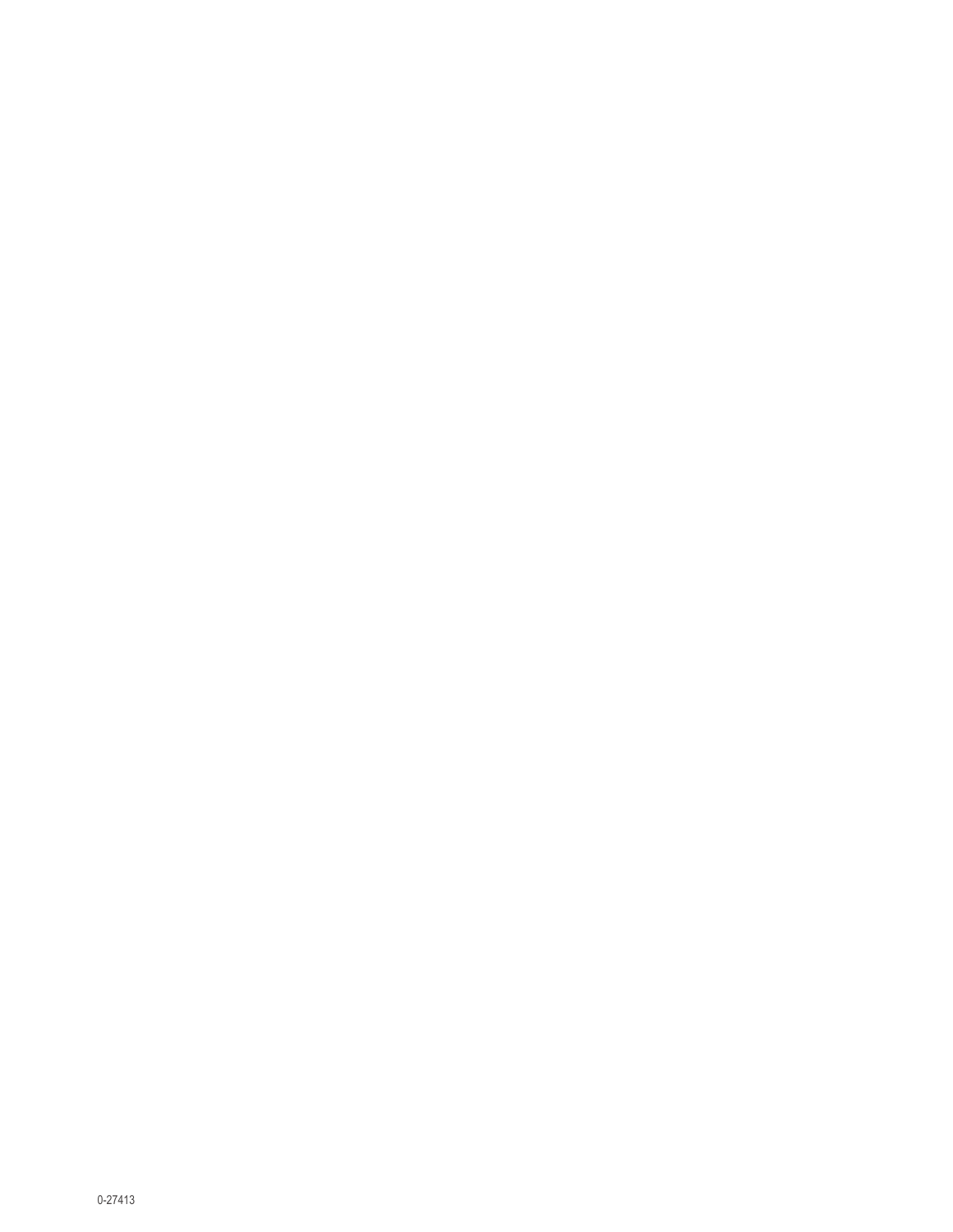0-27413